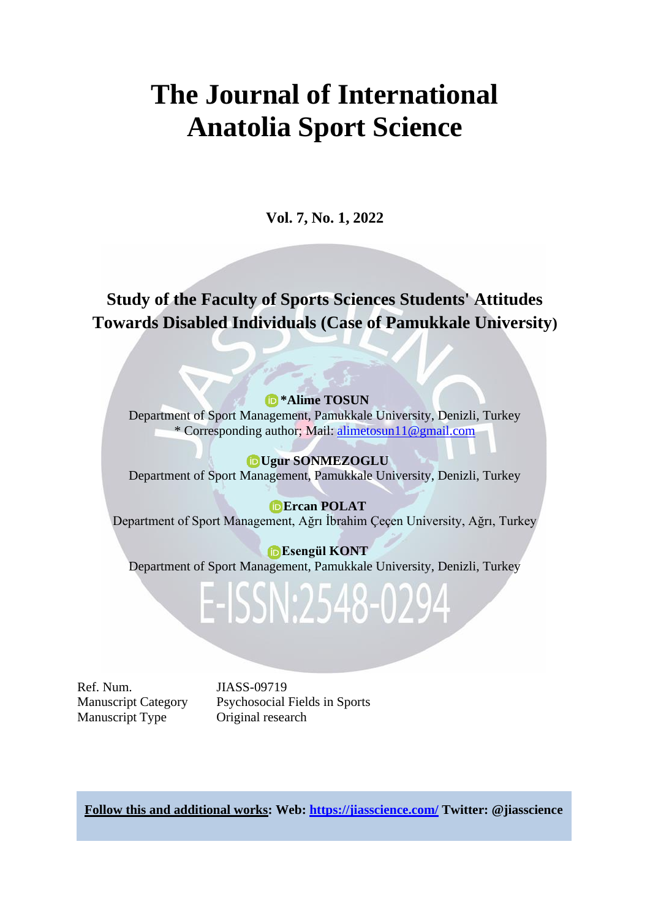# The Journal of International Anatolia Sport Science

**Vol. 7, No. 1, 2022**

## Study of the Faculty of Sports Sciences Students' Attitudes Towards Disabled Individuals (Case of Pamukkale University)

**\*Alime TOSUN**
Department of Sport Management, Pamukkale University, Denizli, Turkey
\* Corresponding author; Mail: alimetosun11@gmail.com

**Ugur SONMEZOGLU**
Department of Sport Management, Pamukkale University, Denizli, Turkey

**Ercan POLAT**
Department of Sport Management, Ağrı İbrahim Çeçen University, Ağrı, Turkey

**Esengül KONT**
Department of Sport Management, Pamukkale University, Denizli, Turkey

E-ISSN:2548-0294

| | |
|---|---|
| Ref. Num. | JIASS-09719 |
| Manuscript Category | Psychosocial Fields in Sports |
| Manuscript Type | Original research |

**Follow this and additional works: Web: https://jiasscience.com/ Twitter: @jiasscience**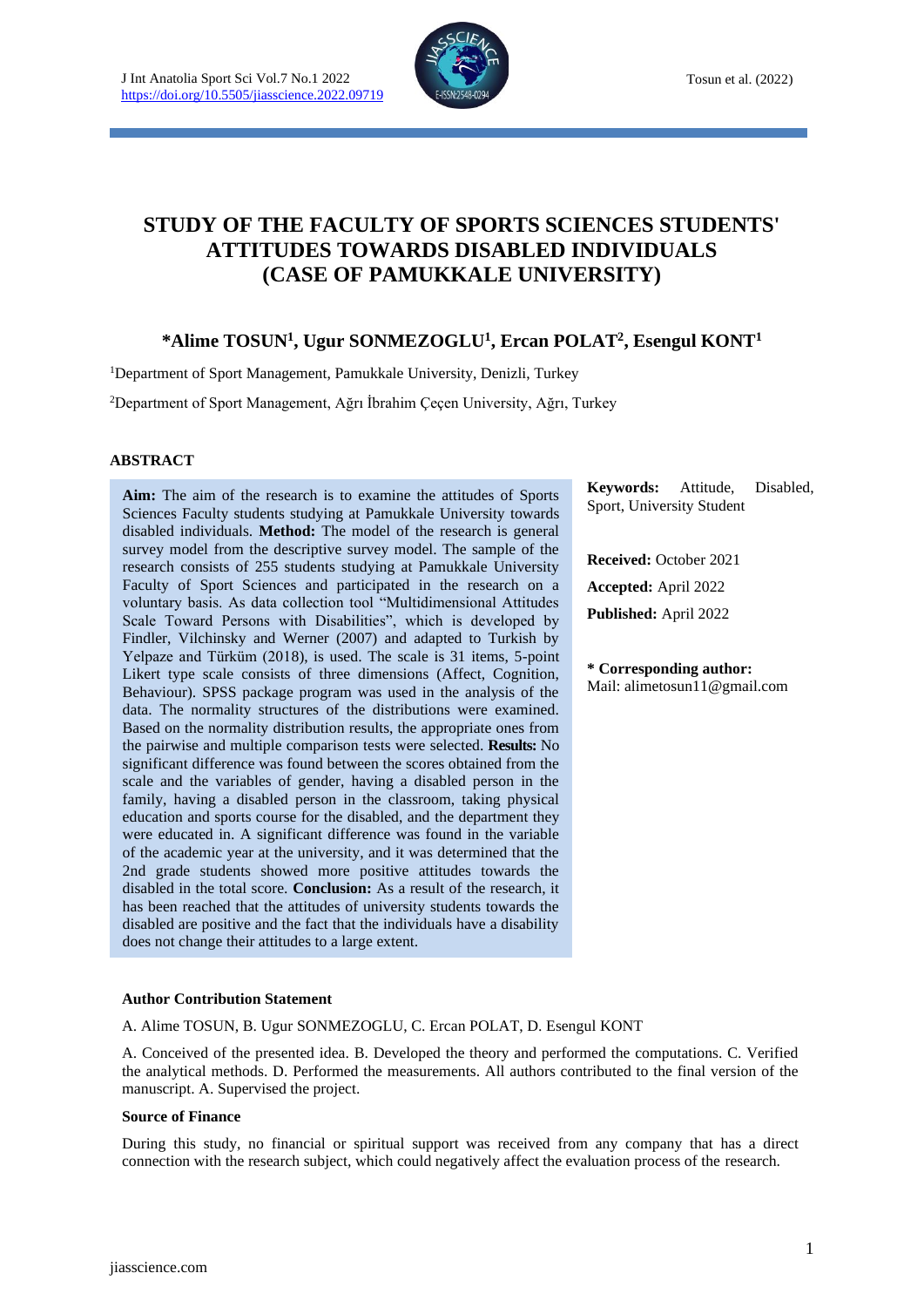# STUDY OF THE FACULTY OF SPORTS SCIENCES STUDENTS' ATTITUDES TOWARDS DISABLED INDIVIDUALS (CASE OF PAMUKKALE UNIVERSITY)

**\*Alime TOSUN[1], Ugur SONMEZOGLU[1], Ercan POLAT[2], Esengul KONT[1]**

[1]Department of Sport Management, Pamukkale University, Denizli, Turkey

[2]Department of Sport Management, Ağrı İbrahim Çeçen University, Ağrı, Turkey

## ABSTRACT

**Aim:** The aim of the research is to examine the attitudes of Sports Sciences Faculty students studying at Pamukkale University towards disabled individuals. **Method:** The model of the research is general survey model from the descriptive survey model. The sample of the research consists of 255 students studying at Pamukkale University Faculty of Sport Sciences and participated in the research on a voluntary basis. As data collection tool "Multidimensional Attitudes Scale Toward Persons with Disabilities", which is developed by Findler, Vilchinsky and Werner (2007) and adapted to Turkish by Yelpaze and Türküm (2018), is used. The scale is 31 items, 5-point Likert type scale consists of three dimensions (Affect, Cognition, Behaviour). SPSS package program was used in the analysis of the data. The normality structures of the distributions were examined. Based on the normality distribution results, the appropriate ones from the pairwise and multiple comparison tests were selected. **Results:** No significant difference was found between the scores obtained from the scale and the variables of gender, having a disabled person in the family, having a disabled person in the classroom, taking physical education and sports course for the disabled, and the department they were educated in. A significant difference was found in the variable of the academic year at the university, and it was determined that the 2nd grade students showed more positive attitudes towards the disabled in the total score. **Conclusion:** As a result of the research, it has been reached that the attitudes of university students towards the disabled are positive and the fact that the individuals have a disability does not change their attitudes to a large extent.

**Keywords:** Attitude, Disabled, Sport, University Student

**Received:** October 2021

**Accepted:** April 2022

**Published:** April 2022

**\* Corresponding author:**
Mail: alimetosun11@gmail.com

### Author Contribution Statement

A. Alime TOSUN, B. Ugur SONMEZOGLU, C. Ercan POLAT, D. Esengul KONT

A. Conceived of the presented idea. B. Developed the theory and performed the computations. C. Verified the analytical methods. D. Performed the measurements. All authors contributed to the final version of the manuscript. A. Supervised the project.

### Source of Finance

During this study, no financial or spiritual support was received from any company that has a direct connection with the research subject, which could negatively affect the evaluation process of the research.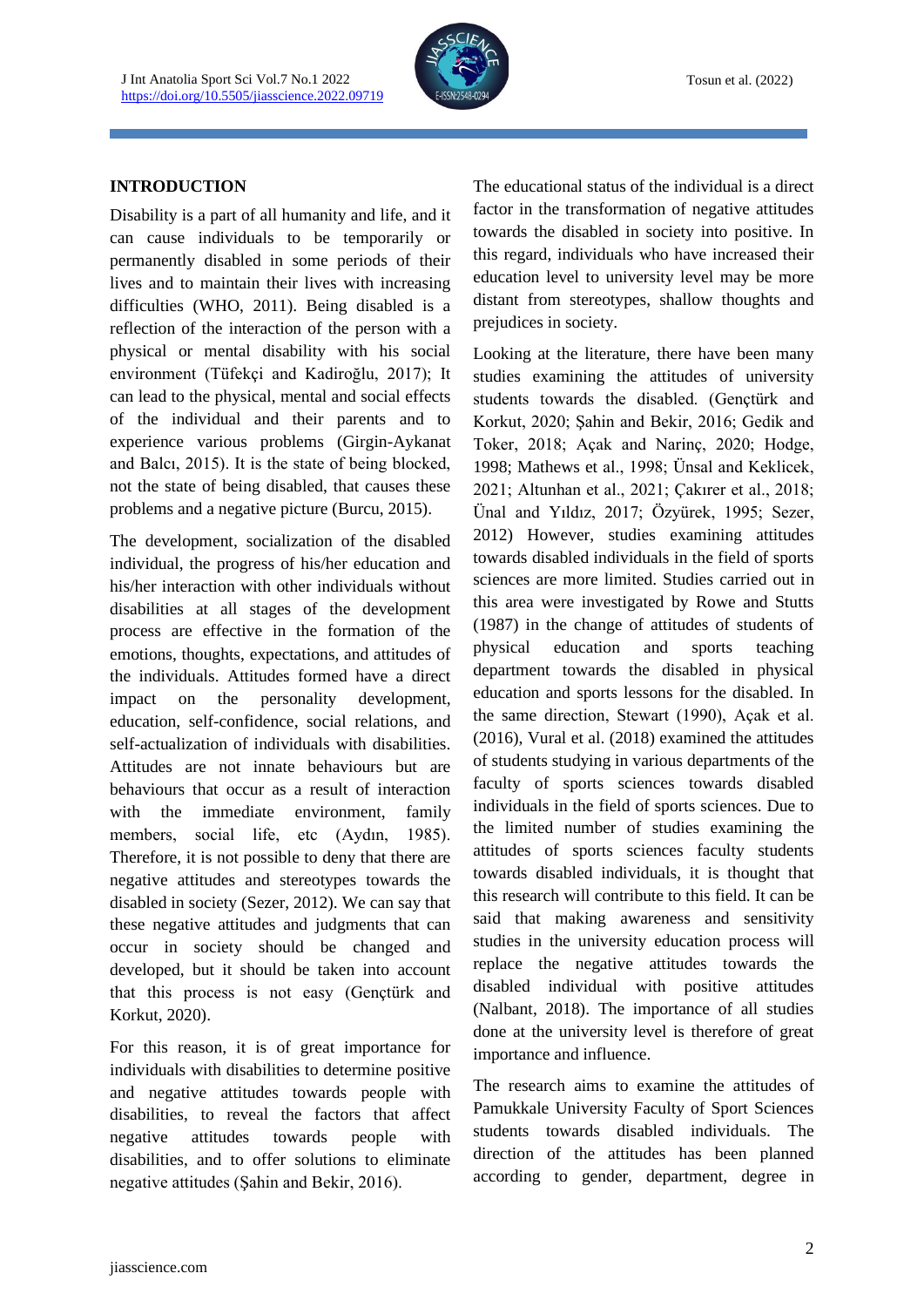## INTRODUCTION

Disability is a part of all humanity and life, and it can cause individuals to be temporarily or permanently disabled in some periods of their lives and to maintain their lives with increasing difficulties (WHO, 2011). Being disabled is a reflection of the interaction of the person with a physical or mental disability with his social environment (Tüfekçi and Kadiroğlu, 2017); It can lead to the physical, mental and social effects of the individual and their parents and to experience various problems (Girgin-Aykanat and Balcı, 2015). It is the state of being blocked, not the state of being disabled, that causes these problems and a negative picture (Burcu, 2015).

The development, socialization of the disabled individual, the progress of his/her education and his/her interaction with other individuals without disabilities at all stages of the development process are effective in the formation of the emotions, thoughts, expectations, and attitudes of the individuals. Attitudes formed have a direct impact on the personality development, education, self-confidence, social relations, and self-actualization of individuals with disabilities. Attitudes are not innate behaviours but are behaviours that occur as a result of interaction with the immediate environment, family members, social life, etc (Aydın, 1985). Therefore, it is not possible to deny that there are negative attitudes and stereotypes towards the disabled in society (Sezer, 2012). We can say that these negative attitudes and judgments that can occur in society should be changed and developed, but it should be taken into account that this process is not easy (Gençtürk and Korkut, 2020).

For this reason, it is of great importance for individuals with disabilities to determine positive and negative attitudes towards people with disabilities, to reveal the factors that affect negative attitudes towards people with disabilities, and to offer solutions to eliminate negative attitudes (Şahin and Bekir, 2016).

The educational status of the individual is a direct factor in the transformation of negative attitudes towards the disabled in society into positive. In this regard, individuals who have increased their education level to university level may be more distant from stereotypes, shallow thoughts and prejudices in society.

Looking at the literature, there have been many studies examining the attitudes of university students towards the disabled. (Gençtürk and Korkut, 2020; Şahin and Bekir, 2016; Gedik and Toker, 2018; Açak and Narinç, 2020; Hodge, 1998; Mathews et al., 1998; Ünsal and Keklicek, 2021; Altunhan et al., 2021; Çakırer et al., 2018; Ünal and Yıldız, 2017; Özyürek, 1995; Sezer, 2012) However, studies examining attitudes towards disabled individuals in the field of sports sciences are more limited. Studies carried out in this area were investigated by Rowe and Stutts (1987) in the change of attitudes of students of physical education and sports teaching department towards the disabled in physical education and sports lessons for the disabled. In the same direction, Stewart (1990), Açak et al. (2016), Vural et al. (2018) examined the attitudes of students studying in various departments of the faculty of sports sciences towards disabled individuals in the field of sports sciences. Due to the limited number of studies examining the attitudes of sports sciences faculty students towards disabled individuals, it is thought that this research will contribute to this field. It can be said that making awareness and sensitivity studies in the university education process will replace the negative attitudes towards the disabled individual with positive attitudes (Nalbant, 2018). The importance of all studies done at the university level is therefore of great importance and influence.

The research aims to examine the attitudes of Pamukkale University Faculty of Sport Sciences students towards disabled individuals. The direction of the attitudes has been planned according to gender, department, degree in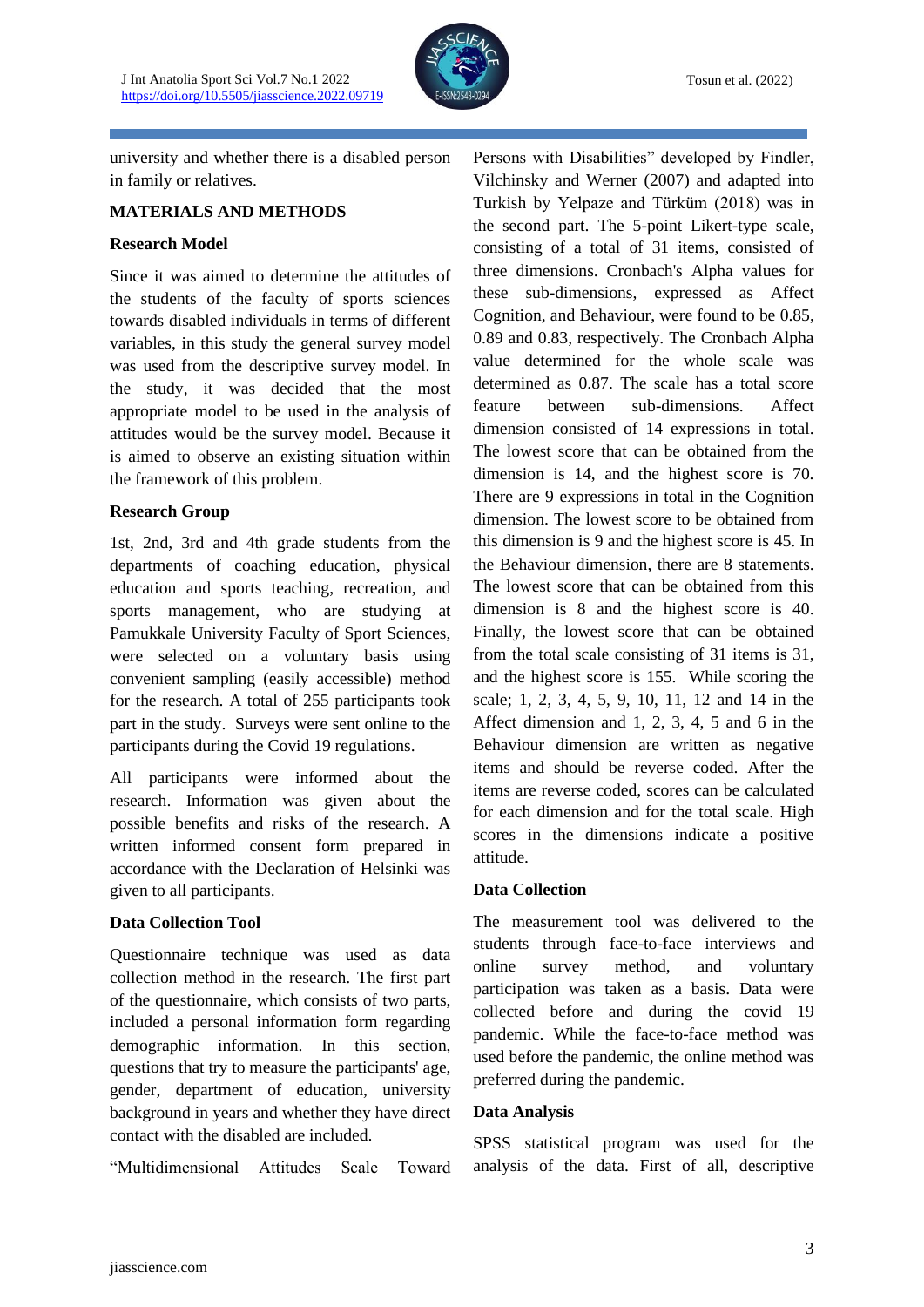university and whether there is a disabled person in family or relatives.

## MATERIALS AND METHODS

### Research Model

Since it was aimed to determine the attitudes of the students of the faculty of sports sciences towards disabled individuals in terms of different variables, in this study the general survey model was used from the descriptive survey model. In the study, it was decided that the most appropriate model to be used in the analysis of attitudes would be the survey model. Because it is aimed to observe an existing situation within the framework of this problem.

### Research Group

1st, 2nd, 3rd and 4th grade students from the departments of coaching education, physical education and sports teaching, recreation, and sports management, who are studying at Pamukkale University Faculty of Sport Sciences, were selected on a voluntary basis using convenient sampling (easily accessible) method for the research. A total of 255 participants took part in the study. Surveys were sent online to the participants during the Covid 19 regulations.

All participants were informed about the research. Information was given about the possible benefits and risks of the research. A written informed consent form prepared in accordance with the Declaration of Helsinki was given to all participants.

### Data Collection Tool

Questionnaire technique was used as data collection method in the research. The first part of the questionnaire, which consists of two parts, included a personal information form regarding demographic information. In this section, questions that try to measure the participants' age, gender, department of education, university background in years and whether they have direct contact with the disabled are included.

"Multidimensional Attitudes Scale Toward Persons with Disabilities" developed by Findler, Vilchinsky and Werner (2007) and adapted into Turkish by Yelpaze and Türküm (2018) was in the second part. The 5-point Likert-type scale, consisting of a total of 31 items, consisted of three dimensions. Cronbach's Alpha values for these sub-dimensions, expressed as Affect Cognition, and Behaviour, were found to be 0.85, 0.89 and 0.83, respectively. The Cronbach Alpha value determined for the whole scale was determined as 0.87. The scale has a total score feature between sub-dimensions. Affect dimension consisted of 14 expressions in total. The lowest score that can be obtained from the dimension is 14, and the highest score is 70. There are 9 expressions in total in the Cognition dimension. The lowest score to be obtained from the this dimension is 9 and the highest score is 45. In the Behaviour dimension, there are 8 statements. The lowest score that can be obtained from this dimension is 8 and the highest score is 40. Finally, the lowest score that can be obtained from the total scale consisting of 31 items is 31, and the highest score is 155. While scoring the scale; 1, 2, 3, 4, 5, 9, 10, 11, 12 and 14 in the Affect dimension and 1, 2, 3, 4, 5 and 6 in the Behaviour dimension are written as negative items and should be reverse coded. After the items are reverse coded, scores can be calculated for each dimension and for the total scale. High scores in the dimensions indicate a positive attitude.

### Data Collection

The measurement tool was delivered to the students through face-to-face interviews and online survey method, and voluntary participation was taken as a basis. Data were collected before and during the covid 19 pandemic. While the face-to-face method was used before the pandemic, the online method was preferred during the pandemic.

### Data Analysis

SPSS statistical program was used for the analysis of the data. First of all, descriptive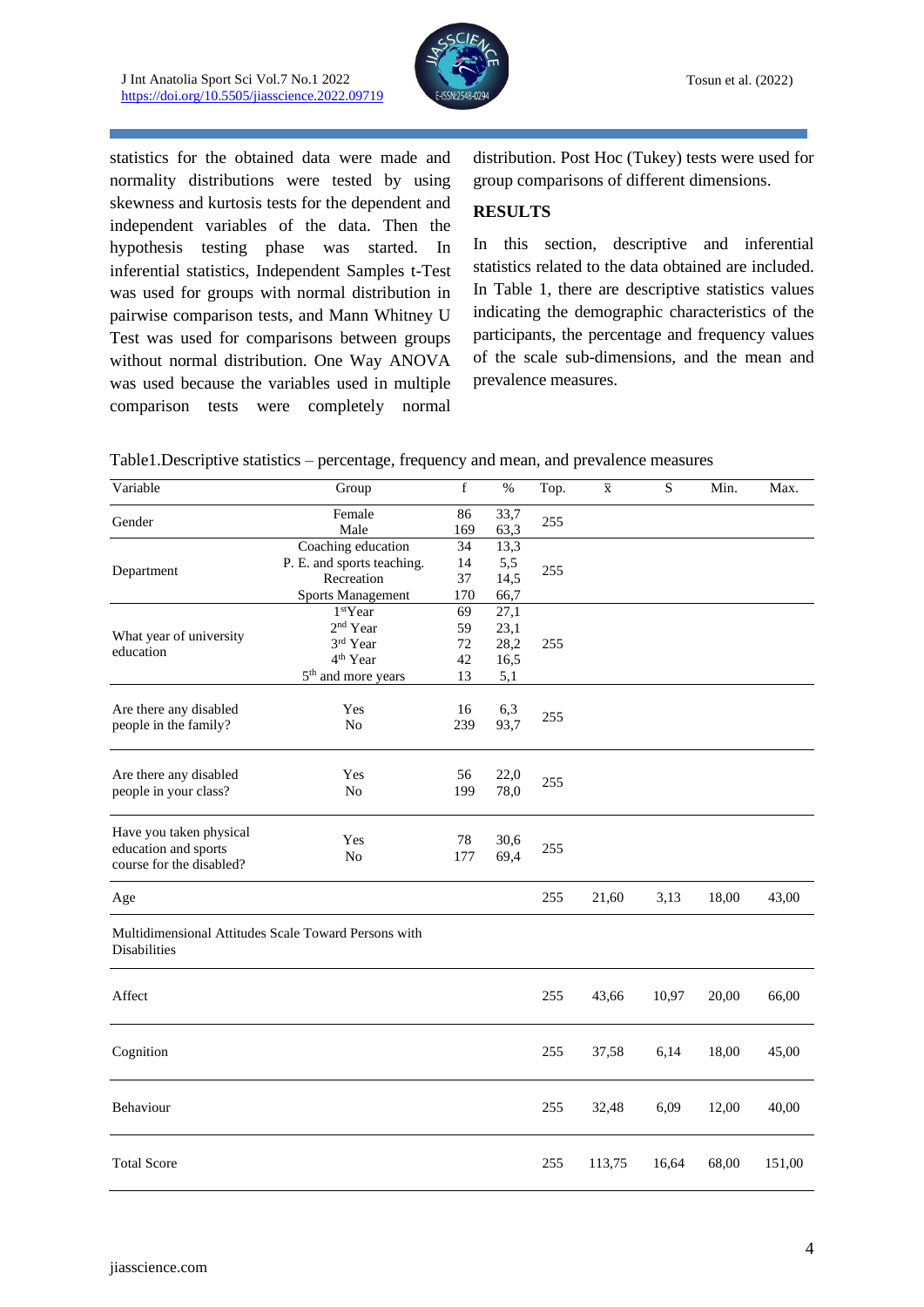statistics for the obtained data were made and normality distributions were tested by using skewness and kurtosis tests for the dependent and independent variables of the data. Then the hypothesis testing phase was started. In inferential statistics, Independent Samples t-Test was used for groups with normal distribution in pairwise comparison tests, and Mann Whitney U Test was used for comparisons between groups without normal distribution. One Way ANOVA was used because the variables used in multiple comparison tests were completely normal distribution. Post Hoc (Tukey) tests were used for group comparisons of different dimensions.

## RESULTS

In this section, descriptive and inferential statistics related to the data obtained are included. In Table 1, there are descriptive statistics values indicating the demographic characteristics of the participants, the percentage and frequency values of the scale sub-dimensions, and the mean and prevalence measures.

Table1.Descriptive statistics – percentage, frequency and mean, and prevalence measures

| Variable | Group | f | % | Top. | $\bar{x}$ | S | Min. | Max. |
|---|---|---|---|---|---|---|---|---|
| Gender | Female | 86 | 33,7 | 255 | | | | |
| | Male | 169 | 63,3 | | | | | |
| Department | Coaching education | 34 | 13,3 | 255 | | | | |
| | P. E. and sports teaching. | 14 | 5,5 | | | | | |
| | Recreation | 37 | 14,5 | | | | | |
| | Sports Management | 170 | 66,7 | | | | | |
| What year of university education | 1stYear | 69 | 27,1 | 255 | | | | |
| | 2nd Year | 59 | 23,1 | | | | | |
| | 3rd Year | 72 | 28,2 | | | | | |
| | 4th Year | 42 | 16,5 | | | | | |
| | 5th and more years | 13 | 5,1 | | | | | |
| Are there any disabled people in the family? | Yes | 16 | 6,3 | 255 | | | | |
| | No | 239 | 93,7 | | | | | |
| Are there any disabled people in your class? | Yes | 56 | 22,0 | 255 | | | | |
| | No | 199 | 78,0 | | | | | |
| Have you taken physical education and sports course for the disabled? | Yes | 78 | 30,6 | 255 | | | | |
| | No | 177 | 69,4 | | | | | |
| Age | | | | 255 | 21,60 | 3,13 | 18,00 | 43,00 |
| Multidimensional Attitudes Scale Toward Persons with Disabilities | | | | | | | | |
| Affect | | | | 255 | 43,66 | 10,97 | 20,00 | 66,00 |
| Cognition | | | | 255 | 37,58 | 6,14 | 18,00 | 45,00 |
| Behaviour | | | | 255 | 32,48 | 6,09 | 12,00 | 40,00 |
| Total Score | | | | 255 | 113,75 | 16,64 | 68,00 | 151,00 |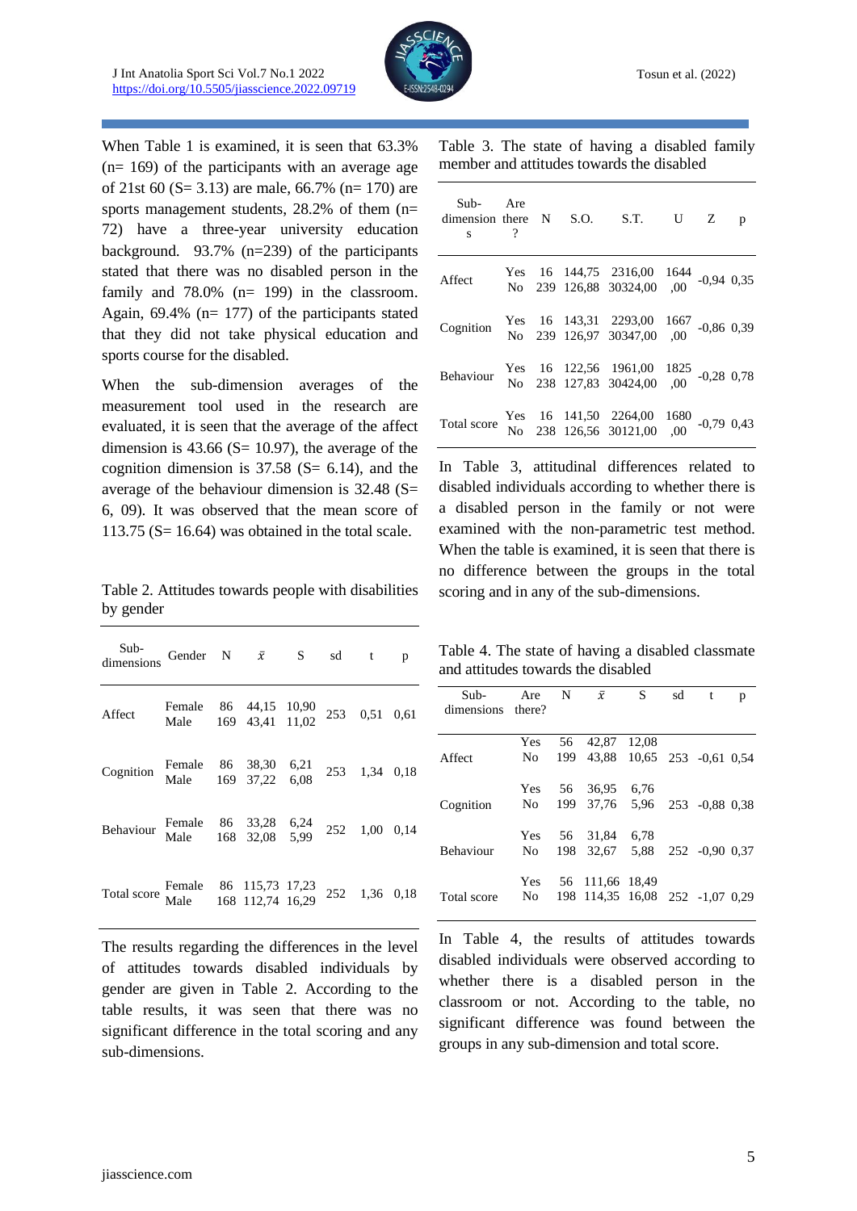When Table 1 is examined, it is seen that 63.3% (n= 169) of the participants with an average age of 21st 60 (S= 3.13) are male, 66.7% (n= 170) are sports management students, 28.2% of them (n= 72) have a three-year university education background. 93.7% (n=239) of the participants stated that there was no disabled person in the family and 78.0% (n= 199) in the classroom. Again, 69.4% (n= 177) of the participants stated that they did not take physical education and sports course for the disabled.

When the sub-dimension averages of the measurement tool used in the research are evaluated, it is seen that the average of the affect dimension is 43.66 (S= 10.97), the average of the cognition dimension is 37.58 (S= 6.14), and the average of the behaviour dimension is 32.48 (S= 6, 09). It was observed that the mean score of 113.75 (S= 16.64) was obtained in the total scale.

Table 2. Attitudes towards people with disabilities by gender

| Sub-dimensions | Gender | N | $\bar{x}$ | S | sd | t | p |
|---|---|---|---|---|---|---|---|
| Affect | Female<br>Male | 86<br>169 | 44,15<br>43,41 | 10,90<br>11,02 | 253 | 0,51 | 0,61 |
| Cognition | Female<br>Male | 86<br>169 | 38,30<br>37,22 | 6,21<br>6,08 | 253 | 1,34 | 0,18 |
| Behaviour | Female<br>Male | 86<br>168 | 33,28<br>32,08 | 6,24<br>5,99 | 252 | 1,00 | 0,14 |
| Total score | Female<br>Male | 86<br>168 | 115,73<br>112,74 | 17,23<br>16,29 | 252 | 1,36 | 0,18 |

The results regarding the differences in the level of attitudes towards disabled individuals by gender are given in Table 2. According to the table results, it was seen that there was no significant difference in the total scoring and any sub-dimensions.

Table 3. The state of having a disabled family member and attitudes towards the disabled

| Sub-dimensions | Are there? | N | S.O. | S.T. | U | Z | p |
|---|---|---|---|---|---|---|---|
| Affect | Yes<br>No | 16<br>239 | 144,75<br>126,88 | 2316,00<br>30324,00 | 1644<br>,00 | -0,94 | 0,35 |
| Cognition | Yes<br>No | 16<br>239 | 143,31<br>126,97 | 2293,00<br>30347,00 | 1667<br>,00 | -0,86 | 0,39 |
| Behaviour | Yes<br>No | 16<br>238 | 122,56<br>127,83 | 1961,00<br>30424,00 | 1825<br>,00 | -0,28 | 0,78 |
| Total score | Yes<br>No | 16<br>238 | 141,50<br>126,56 | 2264,00<br>30121,00 | 1680<br>,00 | -0,79 | 0,43 |

In Table 3, attitudinal differences related to disabled individuals according to whether there is a disabled person in the family or not were examined with the non-parametric test method. When the table is examined, it is seen that there is no difference between the groups in the total scoring and in any of the sub-dimensions.

Table 4. The state of having a disabled classmate and attitudes towards the disabled

| Sub-dimensions | Are there? | N | $\bar{x}$ | S | sd | t | p |
|---|---|---|---|---|---|---|---|
| Affect | Yes<br>No | 56<br>199 | 42,87<br>43,88 | 12,08<br>10,65 | 253 | -0,61 | 0,54 |
| Cognition | Yes<br>No | 56<br>199 | 36,95<br>37,76 | 6,76<br>5,96 | 253 | -0,88 | 0,38 |
| Behaviour | Yes<br>No | 56<br>198 | 31,84<br>32,67 | 6,78<br>5,88 | 252 | -0,90 | 0,37 |
| Total score | Yes<br>No | 56<br>198 | 111,66<br>114,35 | 18,49<br>16,08 | 252 | -1,07 | 0,29 |

In Table 4, the results of attitudes towards disabled individuals were observed according to whether there is a disabled person in the classroom or not. According to the table, no significant difference was found between the groups in any sub-dimension and total score.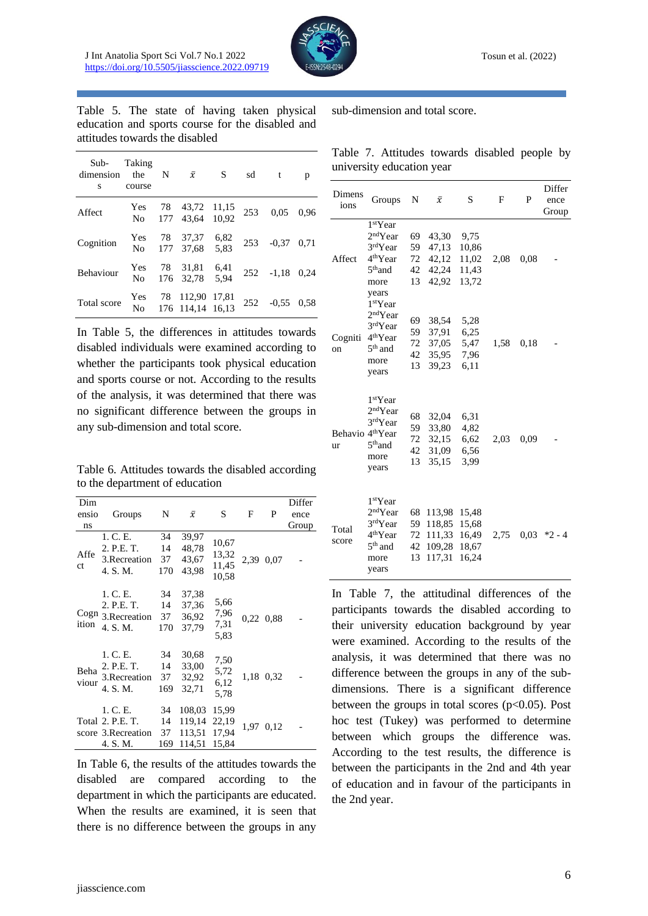Table 5. The state of having taken physical education and sports course for the disabled and attitudes towards the disabled

| Sub-dimensions | Taking the course | N | $\bar{x}$ | S | sd | t | p |
|---|---|---|---|---|---|---|---|
| Affect | Yes<br>No | 78<br>177 | 43,72<br>43,64 | 11,15<br>10,92 | 253 | 0,05 | 0,96 |
| Cognition | Yes<br>No | 78<br>177 | 37,37<br>37,68 | 6,82<br>5,83 | 253 | -0,37 | 0,71 |
| Behaviour | Yes<br>No | 78<br>176 | 31,81<br>32,78 | 6,41<br>5,94 | 252 | -1,18 | 0,24 |
| Total score | Yes<br>No | 78<br>176 | 112,90<br>114,14 | 17,81<br>16,13 | 252 | -0,55 | 0,58 |

In Table 5, the differences in attitudes towards disabled individuals were examined according to whether the participants took physical education and sports course or not. According to the results of the analysis, it was determined that there was no significant difference between the groups in any sub-dimension and total score.

Table 6. Attitudes towards the disabled according to the department of education

| Dimensions | Groups | N | $\bar{x}$ | S | F | P | Difference Group |
|---|---|---|---|---|---|---|---|
| Affect | 1. C. E.<br>2. P.E. T.<br>3.Recreation<br>4. S. M. | 34<br>14<br>37<br>170 | 39,97<br>48,78<br>43,67<br>43,98 | 10,67<br>13,32<br>11,45<br>10,58 | 2,39 | 0,07 | - |
| Cognition | 1. C. E.<br>2. P.E. T.<br>3.Recreation<br>4. S. M. | 34<br>14<br>37<br>170 | 37,38<br>37,36<br>36,92<br>37,79 | 5,66<br>7,96<br>7,31<br>5,83 | 0,22 | 0,88 | - |
| Behaviour | 1. C. E.<br>2. P.E. T.<br>3.Recreation<br>4. S. M. | 34<br>14<br>37<br>169 | 30,68<br>33,00<br>32,92<br>32,71 | 7,50<br>5,72<br>6,12<br>5,78 | 1,18 | 0,32 | - |
| Total score | 1. C. E.<br>2. P.E. T.<br>3.Recreation<br>4. S. M. | 34<br>14<br>37<br>169 | 108,03<br>119,14<br>113,51<br>114,51 | 15,99<br>22,19<br>17,94<br>15,84 | 1,97 | 0,12 | - |

In Table 6, the results of the attitudes towards the disabled are compared according to the department in which the participants are educated. When the results are examined, it is seen that there is no difference between the groups in any sub-dimension and total score.

Table 7. Attitudes towards disabled people by university education year

| Dimensions | Groups | N | $\bar{x}$ | S | F | P | Difference Group |
|---|---|---|---|---|---|---|---|
| Affect | 1stYear<br>2ndYear<br>3rdYear<br>4thYear<br>5thand more years | 69<br>59<br>72<br>42<br>13 | 43,30<br>47,13<br>42,12<br>42,24<br>42,92 | 9,75<br>10,86<br>11,02<br>11,43<br>13,72 | 2,08 | 0,08 | - |
| Cognition | 1stYear<br>2ndYear<br>3rdYear<br>4thYear<br>5th and more years | 69<br>59<br>72<br>42<br>13 | 38,54<br>37,91<br>37,05<br>35,95<br>39,23 | 5,28<br>6,25<br>5,47<br>7,96<br>6,11 | 1,58 | 0,18 | - |
| Behaviour | 1stYear<br>2ndYear<br>3rdYear<br>4thYear<br>5thand more years | 68<br>59<br>72<br>42<br>13 | 32,04<br>33,80<br>32,15<br>31,09<br>35,15 | 6,31<br>4,82<br>6,62<br>6,56<br>3,99 | 2,03 | 0,09 | - |
| Total score | 1stYear<br>2ndYear<br>3rdYear<br>4thYear<br>5th and more years | 68<br>59<br>72<br>42<br>13 | 113,98<br>118,85<br>111,33<br>109,28<br>117,31 | 15,48<br>15,68<br>16,49<br>18,67<br>16,24 | 2,75 | 0,03 | *2 - 4 |

In Table 7, the attitudinal differences of the participants towards the disabled according to their university education background by year were examined. According to the results of the analysis, it was determined that there was no difference between the groups in any of the sub-dimensions. There is a significant difference between the groups in total scores ($p<0.05$). Post hoc test (Tukey) was performed to determine between which groups the difference was. According to the test results, the difference is between the participants in the 2nd and 4th year of education and in favour of the participants in the 2nd year.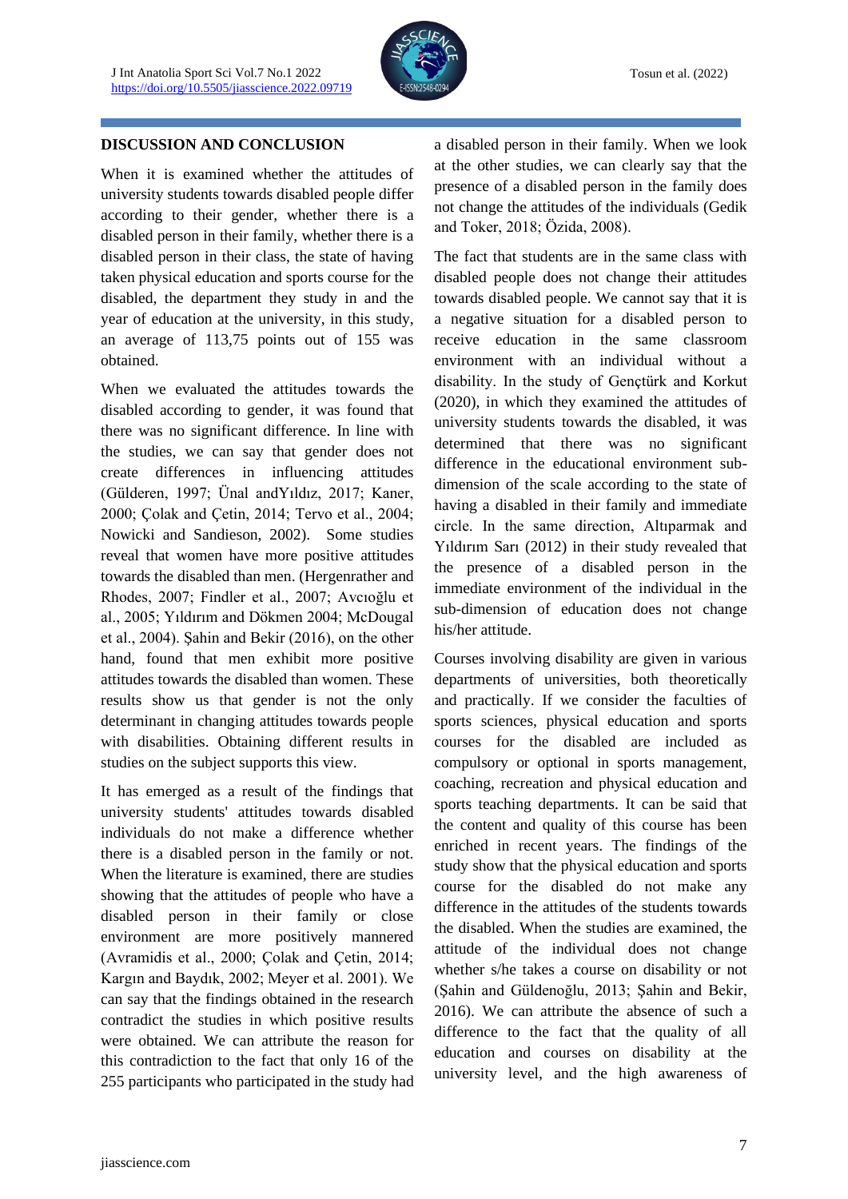## DISCUSSION AND CONCLUSION

When it is examined whether the attitudes of university students towards disabled people differ according to their gender, whether there is a disabled person in their family, whether there is a disabled person in their class, the state of having taken physical education and sports course for the disabled, the department they study in and the year of education at the university, in this study, an average of 113,75 points out of 155 was obtained.

When we evaluated the attitudes towards the disabled according to gender, it was found that there was no significant difference. In line with the studies, we can say that gender does not create differences in influencing attitudes (Gülderen, 1997; Ünal andYıldız, 2017; Kaner, 2000; Çolak and Çetin, 2014; Tervo et al., 2004; Nowicki and Sandieson, 2002). Some studies reveal that women have more positive attitudes towards the disabled than men. (Hergenrather and Rhodes, 2007; Findler et al., 2007; Avcıoğlu et al., 2005; Yıldırım and Dökmen 2004; McDougal et al., 2004). Şahin and Bekir (2016), on the other hand, found that men exhibit more positive attitudes towards the disabled than women. These results show us that gender is not the only determinant in changing attitudes towards people with disabilities. Obtaining different results in studies on the subject supports this view.

It has emerged as a result of the findings that university students' attitudes towards disabled individuals do not make a difference whether there is a disabled person in the family or not. When the literature is examined, there are studies showing that the attitudes of people who have a disabled person in their family or close environment are more positively mannered (Avramidis et al., 2000; Çolak and Çetin, 2014; Kargın and Baydık, 2002; Meyer et al. 2001). We can say that the findings obtained in the research contradict the studies in which positive results were obtained. We can attribute the reason for this contradiction to the fact that only 16 of the 255 participants who participated in the study had a disabled person in their family. When we look at the other studies, we can clearly say that the presence of a disabled person in the family does not change the attitudes of the individuals (Gedik and Toker, 2018; Özida, 2008).

The fact that students are in the same class with disabled people does not change their attitudes towards disabled people. We cannot say that it is a negative situation for a disabled person to receive education in the same classroom environment with an individual without a disability. In the study of Gençtürk and Korkut (2020), in which they examined the attitudes of university students towards the disabled, it was determined that there was no significant difference in the educational environment sub-dimension of the scale according to the state of having a disabled in their family and immediate circle. In the same direction, Altıparmak and Yıldırım Sarı (2012) in their study revealed that the presence of a disabled person in the immediate environment of the individual in the sub-dimension of education does not change his/her attitude.

Courses involving disability are given in various departments of universities, both theoretically and practically. If we consider the faculties of sports sciences, physical education and sports courses for the disabled are included as compulsory or optional in sports management, coaching, recreation and physical education and sports teaching departments. It can be said that the content and quality of this course has been enriched in recent years. The findings of the study show that the physical education and sports course for the disabled do not make any difference in the attitudes of the students towards the disabled. When the studies are examined, the attitude of the individual does not change whether s/he takes a course on disability or not (Şahin and Güldenoğlu, 2013; Şahin and Bekir, 2016). We can attribute the absence of such a difference to the fact that the quality of all education and courses on disability at the university level, and the high awareness of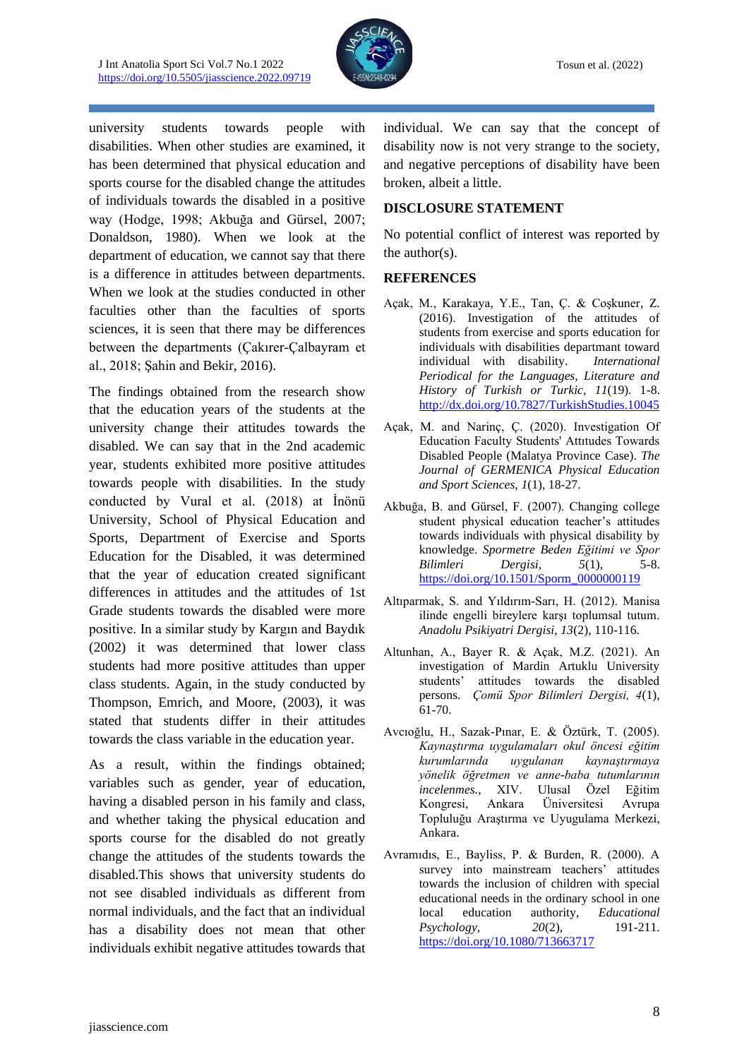university students towards people with disabilities. When other studies are examined, it has been determined that physical education and sports course for the disabled change the attitudes of individuals towards the disabled in a positive way (Hodge, 1998; Akbuğa and Gürsel, 2007; Donaldson, 1980). When we look at the department of education, we cannot say that there is a difference in attitudes between departments. When we look at the studies conducted in other faculties other than the faculties of sports sciences, it is seen that there may be differences between the departments (Çakırer-Çalbayram et al., 2018; Şahin and Bekir, 2016).

The findings obtained from the research show that the education years of the students at the university change their attitudes towards the disabled. We can say that in the 2nd academic year, students exhibited more positive attitudes towards people with disabilities. In the study conducted by Vural et al. (2018) at İnönü University, School of Physical Education and Sports, Department of Exercise and Sports Education for the Disabled, it was determined that the year of education created significant differences in attitudes and the attitudes of 1st Grade students towards the disabled were more positive. In a similar study by Kargın and Baydık (2002) it was determined that lower class students had more positive attitudes than upper class students. Again, in the study conducted by Thompson, Emrich, and Moore, (2003), it was stated that students differ in their attitudes towards the class variable in the education year.

As a result, within the findings obtained; variables such as gender, year of education, having a disabled person in his family and class, and whether taking the physical education and sports course for the disabled do not greatly change the attitudes of the students towards the disabled.This shows that university students do not see disabled individuals as different from normal individuals, and the fact that an individual has a disability does not mean that other individuals exhibit negative attitudes towards that individual. We can say that the concept of disability now is not very strange to the society, and negative perceptions of disability have been broken, albeit a little.

## DISCLOSURE STATEMENT

No potential conflict of interest was reported by the author(s).

## REFERENCES

Açak, M., Karakaya, Y.E., Tan, Ç. & Coşkuner, Z. (2016). Investigation of the attitudes of students from exercise and sports education for individuals with disabilities departmant toward individual with disability. *International Periodical for the Languages, Literature and History of Turkish or Turkic, 11*(19). 1-8. http://dx.doi.org/10.7827/TurkishStudies.10045

Açak, M. and Narinç, Ç. (2020). Investigation Of Education Faculty Students' Attitudes Towards Disabled People (Malatya Province Case). *The Journal of GERMENICA Physical Education and Sport Sciences, 1*(1), 18-27.

Akbuğa, B. and Gürsel, F. (2007). Changing college student physical education teacher's attitudes towards individuals with physical disability by knowledge. *Spormetre Beden Eğitimi ve Spor Bilimleri Dergisi, 5*(1), 5-8. https://doi.org/10.1501/Sporm_0000000119

Altıparmak, S. and Yıldırım-Sarı, H. (2012). Manisa ilinde engelli bireylere karşı toplumsal tutum. *Anadolu Psikiyatri Dergisi, 13*(2), 110-116.

Altunhan, A., Bayer R. & Açak, M.Z. (2021). An investigation of Mardin Artuklu University students' attitudes towards the disabled persons. *Çomü Spor Bilimleri Dergisi, 4*(1), 61-70.

Avcıoğlu, H., Sazak-Pınar, E. & Öztürk, T. (2005). *Kaynaştırma uygulamaları okul öncesi eğitim kurumlarında uygulanan kaynaştırmaya yönelik öğretmen ve anne-baba tutumlarının incelenmes.,* XIV. Ulusal Özel Eğitim Kongresi, Ankara Üniversitesi Avrupa Topluluğu Araştırma ve Uyugulama Merkezi, Ankara.

Avramıdıs, E., Bayliss, P. & Burden, R. (2000). A survey into mainstream teachers' attitudes towards the inclusion of children with special educational needs in the ordinary school in one local education authority, *Educational Psychology, 20*(2), 191-211. https://doi.org/10.1080/713663717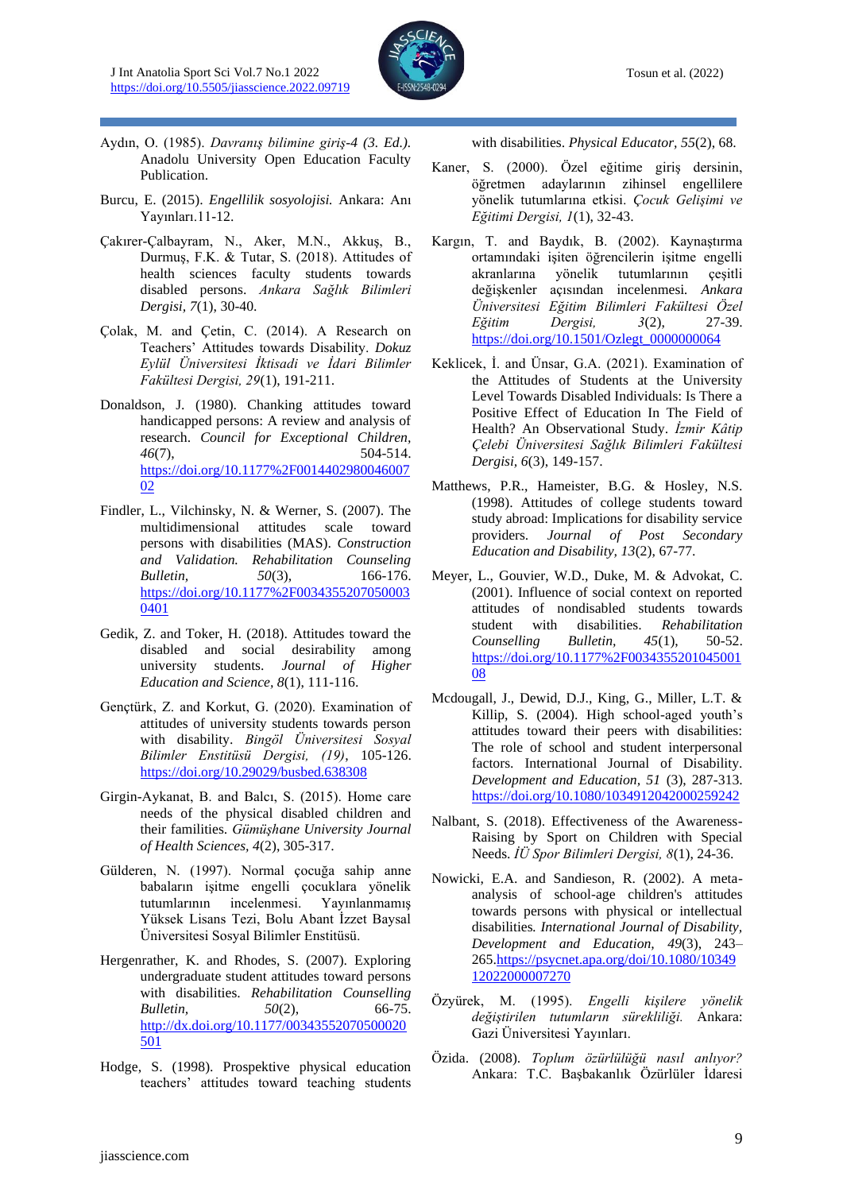Aydın, O. (1985). *Davranış bilimine giriş-4 (3. Ed.).* Anadolu University Open Education Faculty Publication.

Burcu, E. (2015). *Engellilik sosyolojisi.* Ankara: Anı Yayınları.11-12.

Çakırer-Çalbayram, N., Aker, M.N., Akkuş, B., Durmuş, F.K. & Tutar, S. (2018). Attitudes of health sciences faculty students towards disabled persons. *Ankara Sağlık Bilimleri Dergisi, 7*(1), 30-40.

Çolak, M. and Çetin, C. (2014). A Research on Teachers' Attitudes towards Disability. *Dokuz Eylül Üniversitesi İktisadi ve İdari Bilimler Fakültesi Dergisi, 29*(1), 191-211.

Donaldson, J. (1980). Chanking attitudes toward handicapped persons: A review and analysis of research. *Council for Exceptional Children, 46*(7), 504-514. https://doi.org/10.1177%2F001440298004600702

Findler, L., Vilchinsky, N. & Werner, S. (2007). The multidimensional attitudes scale toward persons with disabilities (MAS). *Construction and Validation. Rehabilitation Counseling Bulletin, 50*(3), 166-176. https://doi.org/10.1177%2F00343552070500030401

Gedik, Z. and Toker, H. (2018). Attitudes toward the disabled and social desirability among university students. *Journal of Higher Education and Science, 8*(1), 111-116.

Gençtürk, Z. and Korkut, G. (2020). Examination of attitudes of university students towards person with disability. *Bingöl Üniversitesi Sosyal Bilimler Enstitüsü Dergisi, (19)*, 105-126. https://doi.org/10.29029/busbed.638308

Girgin-Aykanat, B. and Balcı, S. (2015). Home care needs of the physical disabled children and their families. *Gümüşhane University Journal of Health Sciences, 4*(2), 305-317.

Gülderen, N. (1997). Normal çocuğa sahip anne babaların işitme engelli çocuklara yönelik tutumlarının incelenmesi. Yayınlanmamış Yüksek Lisans Tezi, Bolu Abant İzzet Baysal Üniversitesi Sosyal Bilimler Enstitüsü.

Hergenrather, K. and Rhodes, S. (2007). Exploring undergraduate student attitudes toward persons with disabilities. *Rehabilitation Counselling Bulletin, 50*(2), 66-75. http://dx.doi.org/10.1177/00343552070500020501

Hodge, S. (1998). Prospektive physical education teachers' attitudes toward teaching students with disabilities. *Physical Educator, 55*(2), 68.

Kaner, S. (2000). Özel eğitime giriş dersinin, öğretmen adaylarının zihinsel engellilere yönelik tutumlarına etkisi. *Çocuk Gelişimi ve Eğitimi Dergisi, 1*(1), 32-43.

Kargın, T. and Baydık, B. (2002). Kaynaştırma ortamındaki işiten öğrencilerin işitme engelli akranlarına yönelik tutumlarının çeşitli değişkenler açısından incelenmesi. *Ankara Üniversitesi Eğitim Bilimleri Fakültesi Özel Eğitim Dergisi, 3*(2), 27-39. https://doi.org/10.1501/Ozlegt_0000000064

Keklicek, İ. and Ünsar, G.A. (2021). Examination of the Attitudes of Students at the University Level Towards Disabled Individuals: Is There a Positive Effect of Education In The Field of Health? An Observational Study. *İzmir Kâtip Çelebi Üniversitesi Sağlık Bilimleri Fakültesi Dergisi, 6*(3), 149-157.

Matthews, P.R., Hameister, B.G. & Hosley, N.S. (1998). Attitudes of college students toward study abroad: Implications for disability service providers. *Journal of Post Secondary Education and Disability, 13*(2), 67-77.

Meyer, L., Gouvier, W.D., Duke, M. & Advokat, C. (2001). Influence of social context on reported attitudes of nondisabled students towards student with disabilities. *Rehabilitation Counselling Bulletin, 45*(1), 50-52. https://doi.org/10.1177%2F003435520104500108

Mcdougall, J., Dewid, D.J., King, G., Miller, L.T. & Killip, S. (2004). High school-aged youth's attitudes toward their peers with disabilities: The role of school and student interpersonal factors. International Journal of Disability. *Development and Education, 51* (3), 287-313. https://doi.org/10.1080/1034912042000259242

Nalbant, S. (2018). Effectiveness of the Awareness-Raising by Sport on Children with Special Needs. *İÜ Spor Bilimleri Dergisi, 8*(1), 24-36.

Nowicki, E.A. and Sandieson, R. (2002). A meta-analysis of school-age children's attitudes towards persons with physical or intellectual disabilities. *International Journal of Disability, Development and Education, 49*(3), 243–265. https://psycnet.apa.org/doi/10.1080/1034912200007270

Özyürek, M. (1995). *Engelli kişilere yönelik değiştirilen tutumların sürekliliği.* Ankara: Gazi Üniversitesi Yayınları.

Özida. (2008). *Toplum özürlülüğü nasıl anlıyor?* Ankara: T.C. Başbakanlık Özürlüler İdaresi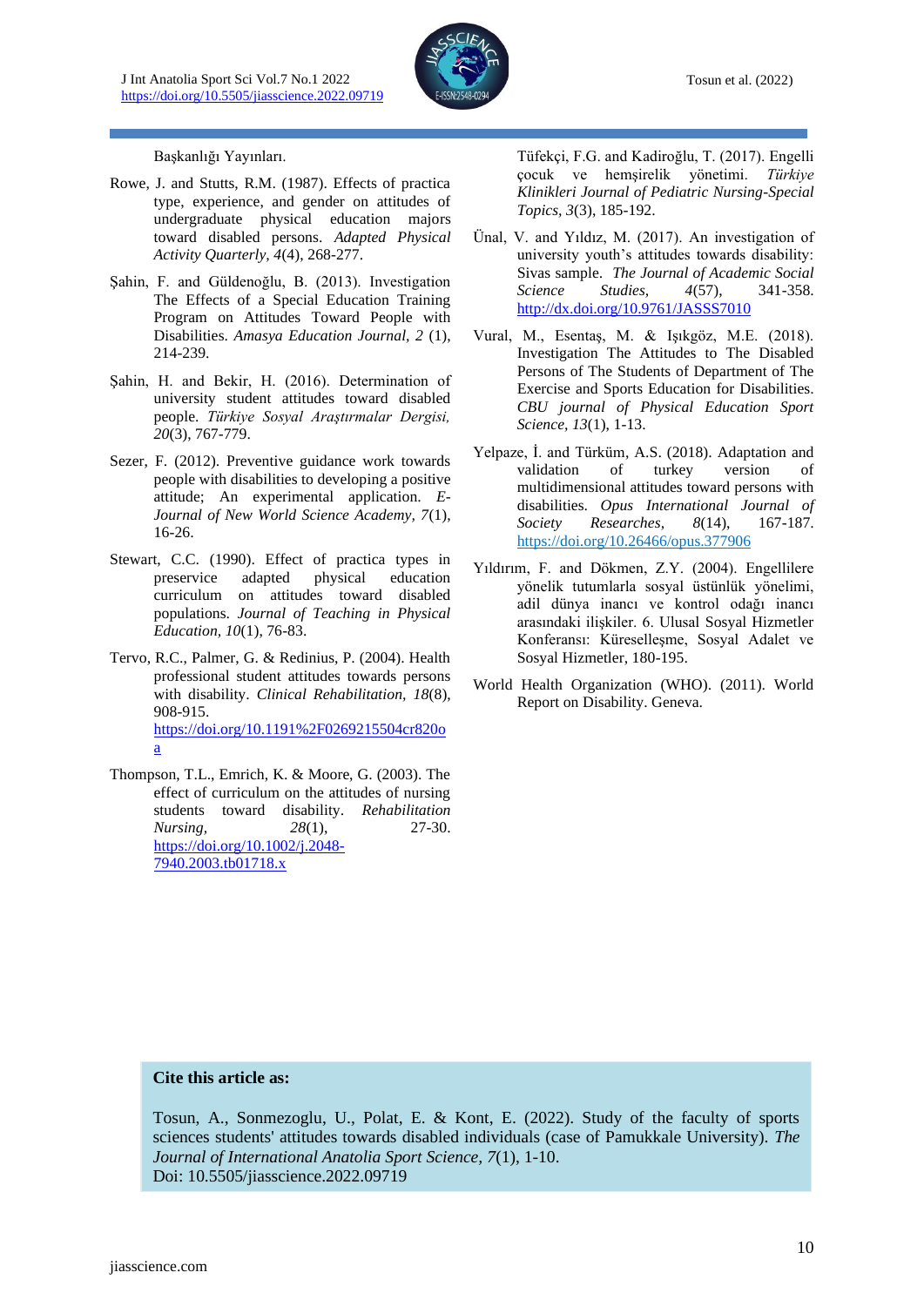Başkanlığı Yayınları.

Rowe, J. and Stutts, R.M. (1987). Effects of practica type, experience, and gender on attitudes of undergraduate physical education majors toward disabled persons. *Adapted Physical Activity Quarterly*, *4*(4), 268-277.

Şahin, F. and Güldenoğlu, B. (2013). Investigation The Effects of a Special Education Training Program on Attitudes Toward People with Disabilities. *Amasya Education Journal*, *2* (1), 214-239.

Şahin, H. and Bekir, H. (2016). Determination of university student attitudes toward disabled people. *Türkiye Sosyal Araştırmalar Dergisi*, *20*(3), 767-779.

Sezer, F. (2012). Preventive guidance work towards people with disabilities to developing a positive attitude; An experimental application. *E-Journal of New World Science Academy*, *7*(1), 16-26.

Stewart, C.C. (1990). Effect of practica types in preservice adapted physical education curriculum on attitudes toward disabled populations. *Journal of Teaching in Physical Education*, *10*(1), 76-83.

Tervo, R.C., Palmer, G. & Redinius, P. (2004). Health professional student attitudes towards persons with disability. *Clinical Rehabilitation*, *18*(8), 908-915. https://doi.org/10.1191%2F0269215504cr820oa

Thompson, T.L., Emrich, K. & Moore, G. (2003). The effect of curriculum on the attitudes of nursing students toward disability. *Rehabilitation Nursing*, *28*(1), 27-30. https://doi.org/10.1002/j.2048-7940.2003.tb01718.x

Tüfekçi, F.G. and Kadiroğlu, T. (2017). Engelli çocuk ve hemşirelik yönetimi. *Türkiye Klinikleri Journal of Pediatric Nursing-Special Topics*, *3*(3), 185-192.

Ünal, V. and Yıldız, M. (2017). An investigation of university youth's attitudes towards disability: Sivas sample. *The Journal of Academic Social Science Studies*, *4*(57), 341-358. http://dx.doi.org/10.9761/JASSS7010

Vural, M., Esentaş, M. & Işıkgöz, M.E. (2018). Investigation The Attitudes to The Disabled Persons of The Students of Department of The Exercise and Sports Education for Disabilities. *CBU journal of Physical Education Sport Science*, *13*(1), 1-13.

Yelpaze, İ. and Türküm, A.S. (2018). Adaptation and validation of turkey version of multidimensional attitudes toward persons with disabilities. *Opus International Journal of Society Researches*, *8*(14), 167-187. https://doi.org/10.26466/opus.377906

Yıldırım, F. and Dökmen, Z.Y. (2004). Engellilere yönelik tutumlarla sosyal üstünlük yönelimi, adil dünya inancı ve kontrol odağı inancı arasındaki ilişkiler. 6. Ulusal Sosyal Hizmetler Konferansı: Küreselleşme, Sosyal Adalet ve Sosyal Hizmetler, 180-195.

World Health Organization (WHO). (2011). World Report on Disability. Geneva.

**Cite this article as:**

Tosun, A., Sonmezoglu, U., Polat, E. & Kont, E. (2022). Study of the faculty of sports sciences students' attitudes towards disabled individuals (case of Pamukkale University). *The Journal of International Anatolia Sport Science, 7*(1), 1-10.
Doi: 10.5505/jiasscience.2022.09719